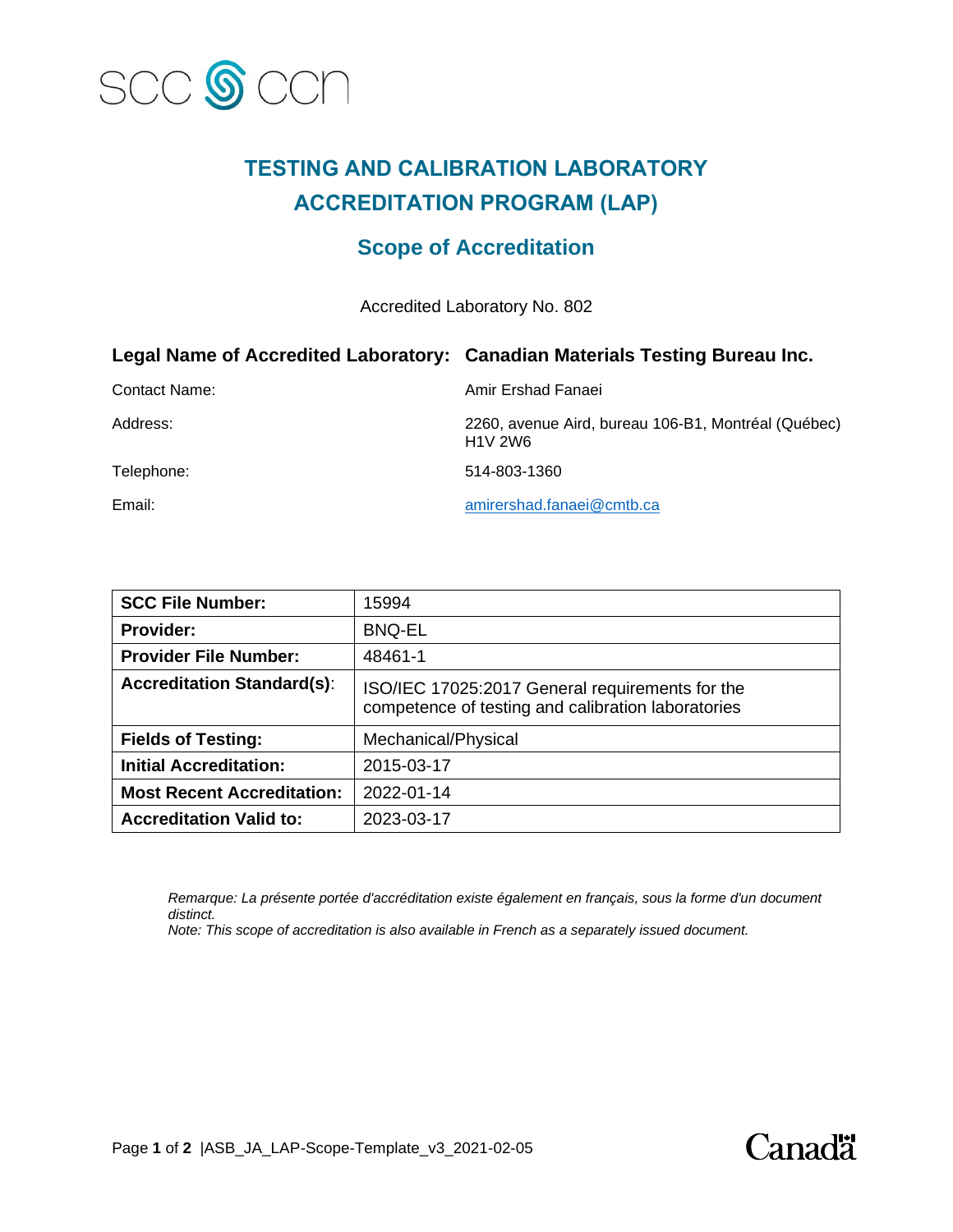# TESTING AND CALIBRATION LABORATORY ACCREDITATION PROGRAM (LAP)

## Scope of Accreditation

Accredited Laboratory No. 802

| **Legal Name of Accredited Laboratory:** | **Canadian Materials Testing Bureau Inc.** |
|---|---|
| Contact Name: | Amir Ershad Fanaei |
| Address: | 2260, avenue Aird, bureau 106-B1, Montréal (Québec) H1V 2W6 |
| Telephone: | 514-803-1360 |
| Email: | amirershad.fanaei@cmtb.ca |

| **SCC File Number:** | 15994 |
|---|---|
| **Provider:** | BNQ-EL |
| **Provider File Number:** | 48461-1 |
| **Accreditation Standard(s)**: | ISO/IEC 17025:2017 General requirements for the competence of testing and calibration laboratories |
| **Fields of Testing:** | Mechanical/Physical |
| **Initial Accreditation:** | 2015-03-17 |
| **Most Recent Accreditation:** | 2022-01-14 |
| **Accreditation Valid to:** | 2023-03-17 |

*Remarque: La présente portée d'accréditation existe également en français, sous la forme d'un document distinct.*
*Note: This scope of accreditation is also available in French as a separately issued document.*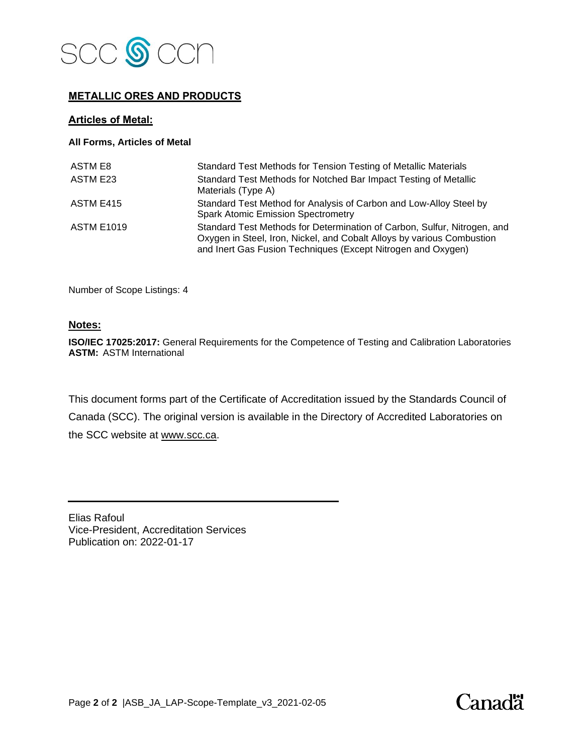## METALLIC ORES AND PRODUCTS

### Articles of Metal:

**All Forms, Articles of Metal**

| | |
|---|---|
| ASTM E8 | Standard Test Methods for Tension Testing of Metallic Materials |
| ASTM E23 | Standard Test Methods for Notched Bar Impact Testing of Metallic Materials (Type A) |
| ASTM E415 | Standard Test Method for Analysis of Carbon and Low-Alloy Steel by Spark Atomic Emission Spectrometry |
| ASTM E1019 | Standard Test Methods for Determination of Carbon, Sulfur, Nitrogen, and Oxygen in Steel, Iron, Nickel, and Cobalt Alloys by various Combustion and Inert Gas Fusion Techniques (Except Nitrogen and Oxygen) |

Number of Scope Listings: 4

### Notes:

**ISO/IEC 17025:2017:** General Requirements for the Competence of Testing and Calibration Laboratories
**ASTM:** ASTM International

This document forms part of the Certificate of Accreditation issued by the Standards Council of Canada (SCC). The original version is available in the Directory of Accredited Laboratories on the SCC website at www.scc.ca.

Elias Rafoul
Vice-President, Accreditation Services
Publication on: 2022-01-17